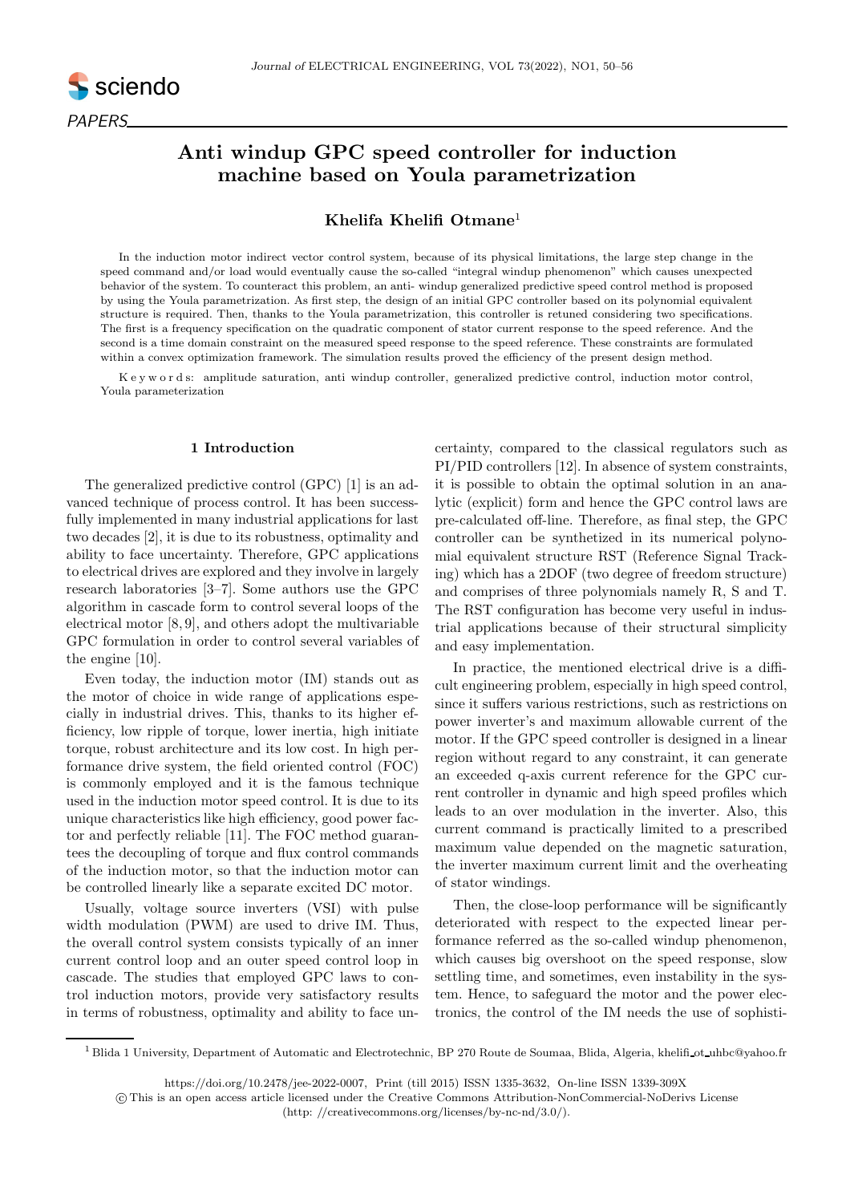PAPERS

# Anti windup GPC speed controller for induction machine based on Youla parametrization

**Khelifa Khelifi Otmane**[1]

In the induction motor indirect vector control system, because of its physical limitations, the large step change in the speed command and/or load would eventually cause the so-called "integral windup phenomenon" which causes unexpected behavior of the system. To counteract this problem, an anti- windup generalized predictive speed control method is proposed by using the Youla parametrization. As first step, the design of an initial GPC controller based on its polynomial equivalent structure is required. Then, thanks to the Youla parametrization, this controller is retuned considering two specifications. The first is a frequency specification on the quadratic component of stator current response to the speed reference. And the second is a time domain constraint on the measured speed response to the speed reference. These constraints are formulated within a convex optimization framework. The simulation results proved the efficiency of the present design method.

K e y w o r d s: amplitude saturation, anti windup controller, generalized predictive control, induction motor control, Youla parameterization

## 1 Introduction

The generalized predictive control (GPC) [1] is an advanced technique of process control. It has been successfully implemented in many industrial applications for last two decades [2], it is due to its robustness, optimality and ability to face uncertainty. Therefore, GPC applications to electrical drives are explored and they involve in largely research laboratories [3–7]. Some authors use the GPC algorithm in cascade form to control several loops of the electrical motor [8, 9], and others adopt the multivariable GPC formulation in order to control several variables of the engine [10].

Even today, the induction motor (IM) stands out as the motor of choice in wide range of applications especially in industrial drives. This, thanks to its higher efficiency, low ripple of torque, lower inertia, high initiate torque, robust architecture and its low cost. In high performance drive system, the field oriented control (FOC) is commonly employed and it is the famous technique used in the induction motor speed control. It is due to its unique characteristics like high efficiency, good power factor and perfectly reliable [11]. The FOC method guarantees the decoupling of torque and flux control commands of the induction motor, so that the induction motor can be controlled linearly like a separate excited DC motor.

Usually, voltage source inverters (VSI) with pulse width modulation (PWM) are used to drive IM. Thus, the overall control system consists typically of an inner current control loop and an outer speed control loop in cascade. The studies that employed GPC laws to control induction motors, provide very satisfactory results in terms of robustness, optimality and ability to face uncertainty, compared to the classical regulators such as PI/PID controllers [12]. In absence of system constraints, it is possible to obtain the optimal solution in an analytic (explicit) form and hence the GPC control laws are pre-calculated off-line. Therefore, as final step, the GPC controller can be synthetized in its numerical polynomial equivalent structure RST (Reference Signal Tracking) which has a 2DOF (two degree of freedom structure) and comprises of three polynomials namely R, S and T. The RST configuration has become very useful in industrial applications because of their structural simplicity and easy implementation.

In practice, the mentioned electrical drive is a difficult engineering problem, especially in high speed control, since it suffers various restrictions, such as restrictions on power inverter's and maximum allowable current of the motor. If the GPC speed controller is designed in a linear region without regard to any constraint, it can generate an exceeded q-axis current reference for the GPC current controller in dynamic and high speed profiles which leads to an over modulation in the inverter. Also, this current command is practically limited to a prescribed maximum value depended on the magnetic saturation, the inverter maximum current limit and the overheating of stator windings.

Then, the close-loop performance will be significantly deteriorated with respect to the expected linear performance referred as the so-called windup phenomenon, which causes big overshoot on the speed response, slow settling time, and sometimes, even instability in the system. Hence, to safeguard the motor and the power electronics, the control of the IM needs the use of sophisti-

[1] Blida 1 University, Department of Automatic and Electrotechnic, BP 270 Route de Soumaa, Blida, Algeria, khelifi_ot_uhbc@yahoo.fr

https://doi.org/10.2478/jee-2022-0007, Print (till 2015) ISSN 1335-3632, On-line ISSN 1339-309X

© This is an open access article licensed under the Creative Commons Attribution-NonCommercial-NoDerivs License (http: //creativecommons.org/licenses/by-nc-nd/3.0/).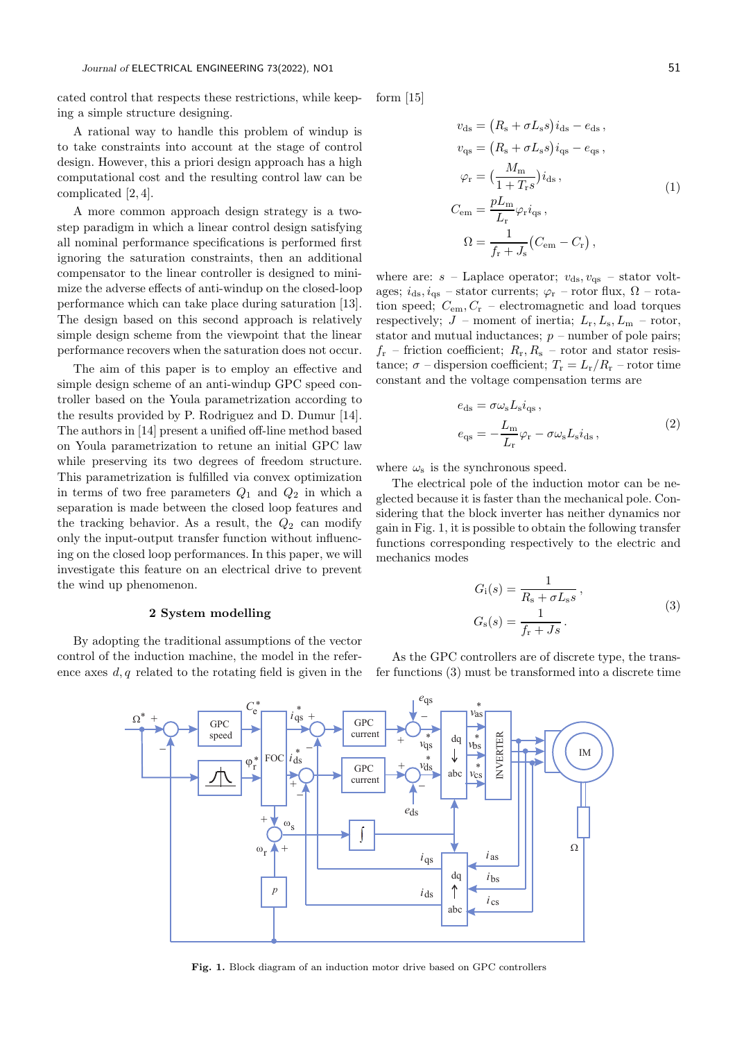cated control that respects these restrictions, while keeping a simple structure designing.

A rational way to handle this problem of windup is to take constraints into account at the stage of control design. However, this a priori design approach has a high computational cost and the resulting control law can be complicated [2, 4].

A more common approach design strategy is a two-step paradigm in which a linear control design satisfying all nominal performance specifications is performed first ignoring the saturation constraints, then an additional compensator to the linear controller is designed to minimize the adverse effects of anti-windup on the closed-loop performance which can take place during saturation [13]. The design based on this second approach is relatively simple design scheme from the viewpoint that the linear performance recovers when the saturation does not occur.

The aim of this paper is to employ an effective and simple design scheme of an anti-windup GPC speed controller based on the Youla parametrization according to the results provided by P. Rodriguez and D. Dumur [14]. The authors in [14] present a unified off-line method based on Youla parametrization to retune an initial GPC law while preserving its two degrees of freedom structure. This parametrization is fulfilled via convex optimization in terms of two free parameters $Q_1$ and $Q_2$ in which a separation is made between the closed loop features and the tracking behavior. As a result, the $Q_2$ can modify only the input-output transfer function without influencing on the closed loop performances. In this paper, we will investigate this feature on an electrical drive to prevent the wind up phenomenon.

## 2 System modelling

By adopting the traditional assumptions of the vector control of the induction machine, the model in the reference axes $d, q$ related to the rotating field is given in the form [15]

$$
\begin{aligned}
v_{\mathrm{ds}} &= \big(R_{\mathrm{s}} + \sigma L_{\mathrm{s}} s\big) i_{\mathrm{ds}} - e_{\mathrm{ds}}\,, \\
v_{\mathrm{qs}} &= \big(R_{\mathrm{s}} + \sigma L_{\mathrm{s}} s\big) i_{\mathrm{qs}} - e_{\mathrm{qs}}\,, \\
\varphi_{\mathrm{r}} &= \Big(\frac{M_{\mathrm{m}}}{1 + T_{\mathrm{r}} s}\Big) i_{\mathrm{ds}}\,, \\
C_{\mathrm{em}} &= \frac{p L_{\mathrm{m}}}{L_{\mathrm{r}}} \varphi_{\mathrm{r}} i_{\mathrm{qs}}\,, \\
\Omega &= \frac{1}{f_{\mathrm{r}} + J_{\mathrm{s}}} \big(C_{\mathrm{em}} - C_{\mathrm{r}}\big)\,,
\end{aligned}
\tag{1}
$$

where are: $s$ – Laplace operator; $v_{\mathrm{ds}}, v_{\mathrm{qs}}$ – stator voltages; $i_{\mathrm{ds}}, i_{\mathrm{qs}}$ – stator currents; $\varphi_{\mathrm{r}}$ – rotor flux, $\Omega$ – rotation speed; $C_{\mathrm{em}}, C_{\mathrm{r}}$ – electromagnetic and load torques respectively; $J$ – moment of inertia; $L_{\mathrm{r}}, L_{\mathrm{s}}, L_{\mathrm{m}}$ – rotor, stator and mutual inductances; $p$ – number of pole pairs; $f_{\mathrm{r}}$ – friction coefficient; $R_{\mathrm{r}}, R_{\mathrm{s}}$ – rotor and stator resistance; $\sigma$ – dispersion coefficient; $T_{\mathrm{r}} = L_{\mathrm{r}}/R_{\mathrm{r}}$ – rotor time constant and the voltage compensation terms are

$$
\begin{aligned}
e_{\mathrm{ds}} &= \sigma \omega_{\mathrm{s}} L_{\mathrm{s}} i_{\mathrm{qs}}\,, \\
e_{\mathrm{qs}} &= -\frac{L_{\mathrm{m}}}{L_{\mathrm{r}}} \varphi_{\mathrm{r}} - \sigma \omega_{\mathrm{s}} L_{\mathrm{s}} i_{\mathrm{ds}}\,,
\end{aligned}
\tag{2}
$$

where $\omega_{\mathrm{s}}$ is the synchronous speed.

The electrical pole of the induction motor can be neglected because it is faster than the mechanical pole. Considering that the block inverter has neither dynamics nor gain in Fig. 1, it is possible to obtain the following transfer functions corresponding respectively to the electric and mechanics modes

$$
\begin{aligned}
G_{\mathrm{i}}(s) &= \frac{1}{R_{\mathrm{s}} + \sigma L_{\mathrm{s}} s}\,, \\
G_{\mathrm{s}}(s) &= \frac{1}{f_{\mathrm{r}} + J s}\,.
\end{aligned}
\tag{3}
$$

As the GPC controllers are of discrete type, the transfer functions (3) must be transformed into a discrete time

**Fig. 1.** Block diagram of an induction motor drive based on GPC controllers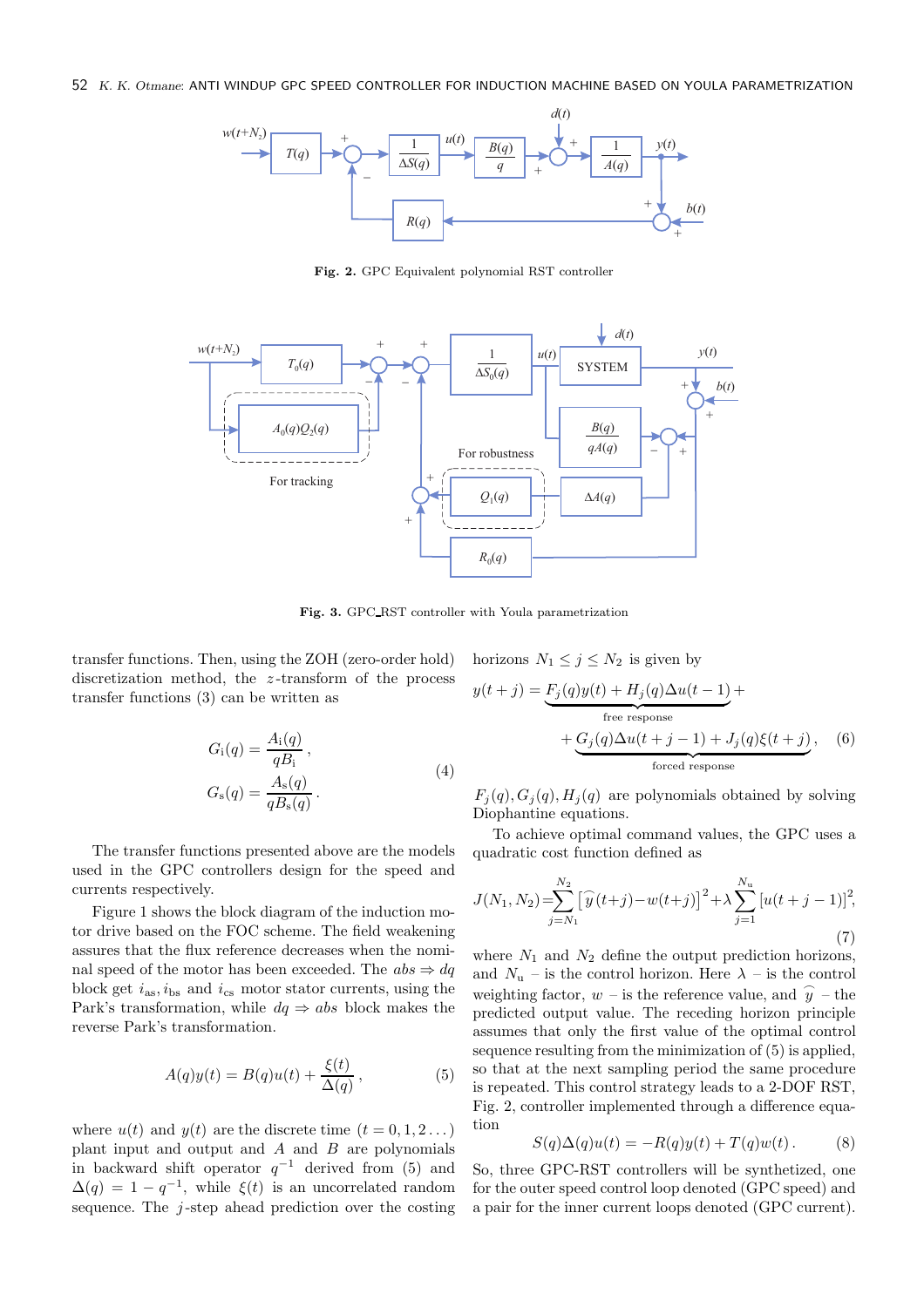Fig. 2. GPC Equivalent polynomial RST controller

Fig. 3. GPC_RST controller with Youla parametrization

transfer functions. Then, using the ZOH (zero-order hold) discretization method, the $z$-transform of the process transfer functions (3) can be written as

$$
\begin{aligned}
G_{\mathrm{i}}(q) &= \frac{A_{\mathrm{i}}(q)}{qB_{\mathrm{i}}}\,,\\
G_{\mathrm{s}}(q) &= \frac{A_{\mathrm{s}}(q)}{qB_{\mathrm{s}}(q)}\,.
\end{aligned} \tag{4}
$$

The transfer functions presented above are the models used in the GPC controllers design for the speed and currents respectively.

Figure 1 shows the block diagram of the induction motor drive based on the FOC scheme. The field weakening assures that the flux reference decreases when the nominal speed of the motor has been exceeded. The $abs \Rightarrow dq$ block get $i_{\mathrm{as}}, i_{\mathrm{bs}}$ and $i_{\mathrm{cs}}$ motor stator currents, using the Park's transformation, while $dq \Rightarrow abs$ block makes the reverse Park's transformation.

$$
A(q)y(t) = B(q)u(t) + \frac{\xi(t)}{\Delta(q)}\,, \tag{5}
$$

where $u(t)$ and $y(t)$ are the discrete time $(t = 0, 1, 2 \ldots)$ plant input and output and $A$ and $B$ are polynomials in backward shift operator $q^{-1}$ derived from (5) and $\Delta(q) = 1 - q^{-1}$, while $\xi(t)$ is an uncorrelated random sequence. The $j$-step ahead prediction over the costing horizons $N_1 \leq j \leq N_2$ is given by

$$
\begin{aligned}
y(t+j) = \underbrace{F_j(q)y(t) + H_j(q)\Delta u(t-1)}_{\text{free response}} + \\
+ \underbrace{G_j(q)\Delta u(t+j-1) + J_j(q)\xi(t+j)}_{\text{forced response}}\,,
\end{aligned} \tag{6}
$$

$F_j(q), G_j(q), H_j(q)$ are polynomials obtained by solving Diophantine equations.

To achieve optimal command values, the GPC uses a quadratic cost function defined as

$$
J(N_1, N_2) = \sum_{j=N_1}^{N_2} \left[\widehat{y}(t+j) - w(t+j)\right]^2 + \lambda \sum_{j=1}^{N_{\mathrm{u}}} \left[u(t+j-1)\right]^2, \tag{7}
$$

where $N_1$ and $N_2$ define the output prediction horizons, and $N_{\mathrm{u}}$ – is the control horizon. Here $\lambda$ – is the control weighting factor, $w$ – is the reference value, and $\widehat{y}$ – the predicted output value. The receding horizon principle assumes that only the first value of the optimal control sequence resulting from the minimization of (5) is applied, so that at the next sampling period the same procedure is repeated. This control strategy leads to a 2-DOF RST, Fig. 2, controller implemented through a difference equation

$$
S(q)\Delta(q)u(t) = -R(q)y(t) + T(q)w(t)\,. \tag{8}
$$

So, three GPC-RST controllers will be synthetized, one for the outer speed control loop denoted (GPC speed) and a pair for the inner current loops denoted (GPC current).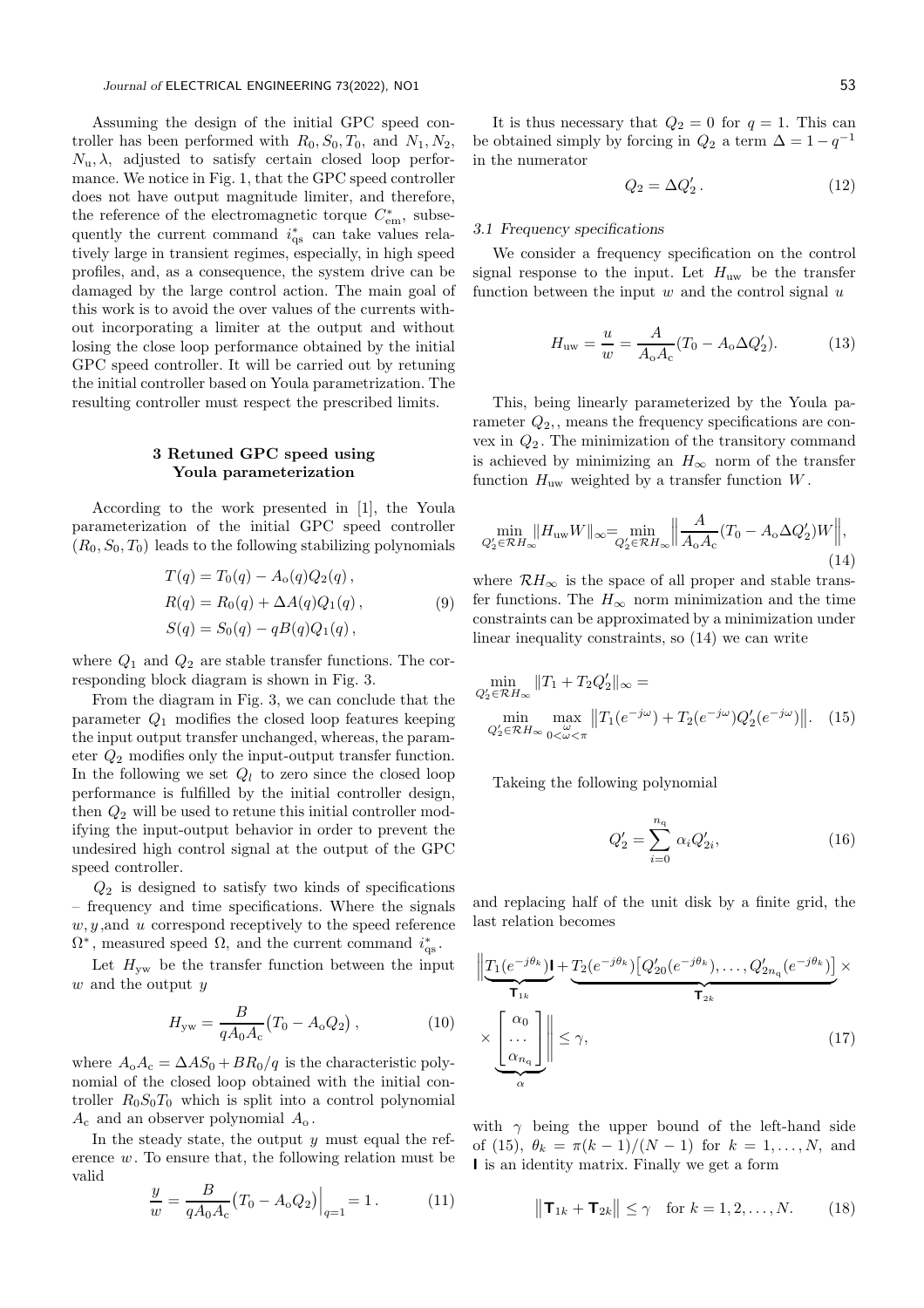Assuming the design of the initial GPC speed controller has been performed with $R_0, S_0, T_0$, and $N_1, N_2$, $N_\mathrm{u}, \lambda$, adjusted to satisfy certain closed loop performance. We notice in Fig. 1, that the GPC speed controller does not have output magnitude limiter, and therefore, the reference of the electromagnetic torque $C^*_\mathrm{em}$, subsequently the current command $i^*_\mathrm{qs}$ can take values relatively large in transient regimes, especially, in high speed profiles, and, as a consequence, the system drive can be damaged by the large control action. The main goal of this work is to avoid the over values of the currents without incorporating a limiter at the output and without losing the close loop performance obtained by the initial GPC speed controller. It will be carried out by retuning the initial controller based on Youla parametrization. The resulting controller must respect the prescribed limits.

## 3 Retuned GPC speed using Youla parameterization

According to the work presented in [1], the Youla parameterization of the initial GPC speed controller $(R_0, S_0, T_0)$ leads to the following stabilizing polynomials

$$
\begin{aligned}
T(q) &= T_0(q) - A_\mathrm{o}(q)Q_2(q)\,,\\
R(q) &= R_0(q) + \Delta A(q)Q_1(q)\,,\\
S(q) &= S_0(q) - qB(q)Q_1(q)\,,
\end{aligned} \tag{9}
$$

where $Q_1$ and $Q_2$ are stable transfer functions. The corresponding block diagram is shown in Fig. 3.

From the diagram in Fig. 3, we can conclude that the parameter $Q_1$ modifies the closed loop features keeping the input output transfer unchanged, whereas, the parameter $Q_2$ modifies only the input-output transfer function. In the following we set $Q_l$ to zero since the closed loop performance is fulfilled by the initial controller design, then $Q_2$ will be used to retune this initial controller modifying the input-output behavior in order to prevent the undesired high control signal at the output of the GPC speed controller.

$Q_2$ is designed to satisfy two kinds of specifications – frequency and time specifications. Where the signals $w, y$ ,and $u$ correspond receptively to the speed reference $\Omega^*$, measured speed $\Omega$, and the current command $i^*_\mathrm{qs}$.

Let $H_\mathrm{yw}$ be the transfer function between the input $w$ and the output $y$

$$
H_\mathrm{yw} = \frac{B}{qA_0A_\mathrm{c}}\big(T_0 - A_\mathrm{o}Q_2\big)\,, \tag{10}
$$

where $A_\mathrm{o}A_\mathrm{c} = \Delta AS_0 + BR_0/q$ is the characteristic polynomial of the closed loop obtained with the initial controller $R_0S_0T_0$ which is split into a control polynomial $A_\mathrm{c}$ and an observer polynomial $A_\mathrm{o}$.

In the steady state, the output $y$ must equal the reference $w$. To ensure that, the following relation must be valid

$$
\frac{y}{w} = \frac{B}{qA_0A_\mathrm{c}}\big(T_0 - A_\mathrm{o}Q_2\big)\Big|_{q=1} = 1\,. \tag{11}
$$

It is thus necessary that $Q_2 = 0$ for $q = 1$. This can be obtained simply by forcing in $Q_2$ a term $\Delta = 1 - q^{-1}$ in the numerator

$$
Q_2 = \Delta Q_2'\,. \tag{12}
$$

### 3.1 Frequency specifications

We consider a frequency specification on the control signal response to the input. Let $H_\mathrm{uw}$ be the transfer function between the input $w$ and the control signal $u$

$$
H_\mathrm{uw} = \frac{u}{w} = \frac{A}{A_\mathrm{o}A_\mathrm{c}}(T_0 - A_\mathrm{o}\Delta Q_2'). \tag{13}
$$

This, being linearly parameterized by the Youla parameter $Q_2$,, means the frequency specifications are convex in $Q_2$. The minimization of the transitory command is achieved by minimizing an $H_\infty$ norm of the transfer function $H_\mathrm{uw}$ weighted by a transfer function $W$.

$$
\min_{Q_2'\in\mathcal{R}H_\infty}\|H_\mathrm{uw}W\|_\infty = \min_{Q_2'\in\mathcal{R}H_\infty}\Big\|\frac{A}{A_\mathrm{o}A_\mathrm{c}}(T_0 - A_\mathrm{o}\Delta Q_2')W\Big\|, \tag{14}
$$

where $\mathcal{R}H_\infty$ is the space of all proper and stable transfer functions. The $H_\infty$ norm minimization and the time constraints can be approximated by a minimization under linear inequality constraints, so (14) we can write

$$
\min_{Q_2'\in\mathcal{R}H_\infty}\|T_1 + T_2Q_2'\|_\infty = \min_{Q_2'\in\mathcal{R}H_\infty}\max_{0<\omega<\pi}\big\|T_1(e^{-j\omega}) + T_2(e^{-j\omega})Q_2'(e^{-j\omega})\big\|. \tag{15}
$$

Takeing the following polynomial

$$
Q_2' = \sum_{i=0}^{n_\mathrm{q}}\alpha_iQ_{2i}', \tag{16}
$$

and replacing half of the unit disk by a finite grid, the last relation becomes

$$
\Big\|\underbrace{T_1(e^{-j\theta_k})\mathbf{I}}_{\mathbf{T}_{1k}} + \underbrace{T_2(e^{-j\theta_k})\big[Q_{20}'(e^{-j\theta_k}),\dots,Q_{2n_\mathrm{q}}'(e^{-j\theta_k})\big]}_{\mathbf{T}_{2k}} \times \underbrace{\begin{bmatrix}\alpha_0\\ \dots\\ \alpha_{n_\mathrm{q}}\end{bmatrix}}_{\alpha}\Big\| \le \gamma, \tag{17}
$$

with $\gamma$ being the upper bound of the left-hand side of (15), $\theta_k = \pi(k-1)/(N-1)$ for $k = 1,\dots,N$, and $\mathbf{I}$ is an identity matrix. Finally we get a form

$$
\big\|\mathbf{T}_{1k} + \mathbf{T}_{2k}\big\| \le \gamma \quad \text{for } k = 1,2,\dots,N. \tag{18}
$$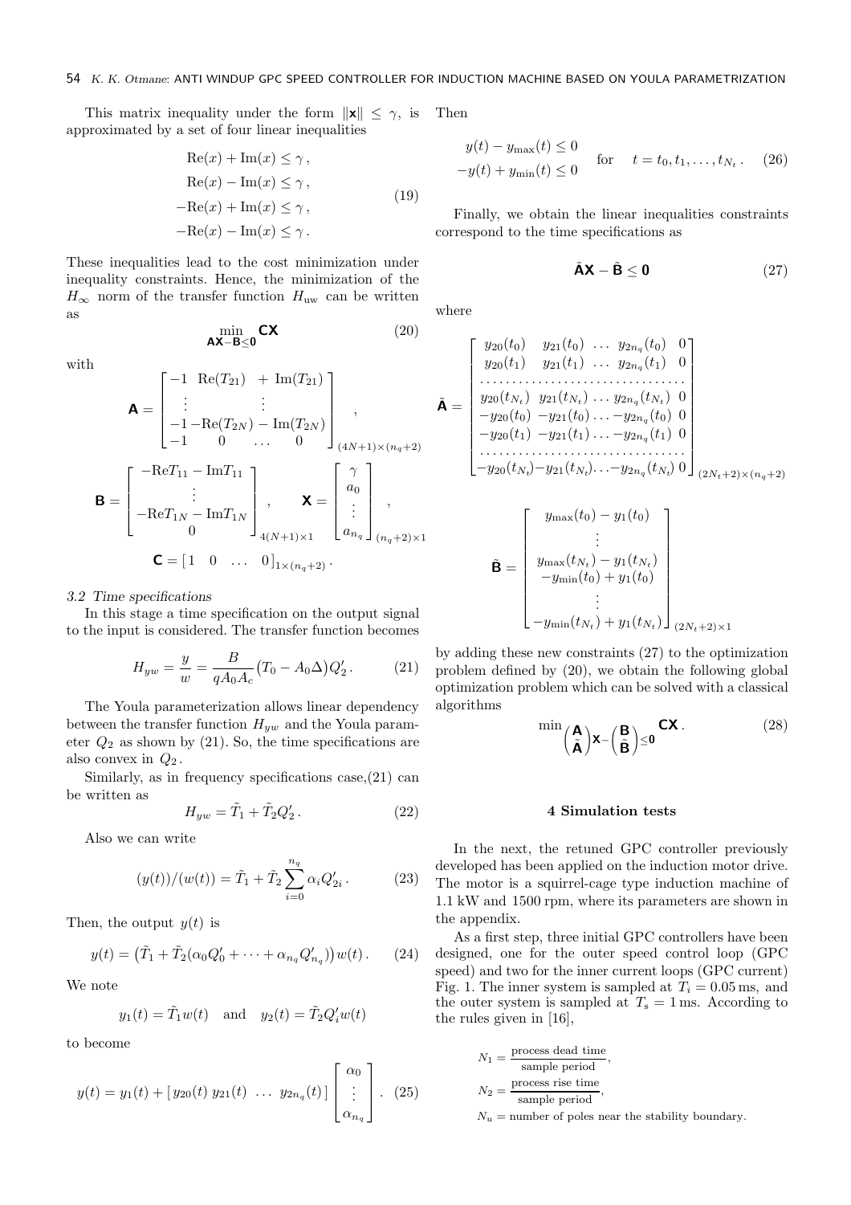This matrix inequality under the form $\|\mathbf{x}\| \le \gamma$, is approximated by a set of four linear inequalities

$$
\begin{aligned}
\mathrm{Re}(x) + \mathrm{Im}(x) &\le \gamma\,, \\
\mathrm{Re}(x) - \mathrm{Im}(x) &\le \gamma\,, \\
-\mathrm{Re}(x) + \mathrm{Im}(x) &\le \gamma\,, \\
-\mathrm{Re}(x) - \mathrm{Im}(x) &\le \gamma\,.
\end{aligned}
\tag{19}
$$

These inequalities lead to the cost minimization under inequality constraints. Hence, the minimization of the $H_\infty$ norm of the transfer function $H_{\mathrm{uw}}$ can be written as

$$
\min_{\mathbf{AX}-\mathbf{B}\le\mathbf{0}} \mathbf{CX} \tag{20}
$$

with

$$
\mathbf{A} = \begin{bmatrix} -1 & \mathrm{Re}(T_{21}) & + \mathrm{Im}(T_{21}) \\ \vdots & & \vdots \\ -1 & -\mathrm{Re}(T_{2N}) & - \mathrm{Im}(T_{2N}) \\ -1 & 0 & \dots \quad 0 \end{bmatrix}_{(4N+1)\times(n_q+2)},
$$

$$
\mathbf{B} = \begin{bmatrix} -\mathrm{Re}T_{11} - \mathrm{Im}T_{11} \\ \vdots \\ -\mathrm{Re}T_{1N} - \mathrm{Im}T_{1N} \\ 0 \end{bmatrix}_{4(N+1)\times 1}, \quad \mathbf{X} = \begin{bmatrix} \gamma \\ a_0 \\ \vdots \\ a_{n_q} \end{bmatrix}_{(n_q+2)\times 1},
$$

$$
\mathbf{C} = \begin{bmatrix} 1 & 0 & \dots & 0 \end{bmatrix}_{1\times(n_q+2)}.
$$

### 3.2 Time specifications

In this stage a time specification on the output signal to the input is considered. The transfer function becomes

$$
H_{yw} = \frac{y}{w} = \frac{B}{qA_0A_c}\big(T_0 - A_0\Delta\big)Q_2'\,. \tag{21}
$$

The Youla parameterization allows linear dependency between the transfer function $H_{yw}$ and the Youla parameter $Q_2$ as shown by (21). So, the time specifications are also convex in $Q_2$.

Similarly, as in frequency specifications case,(21) can be written as

$$
H_{yw} = \tilde{T}_1 + \tilde{T}_2 Q_2'\,. \tag{22}
$$

Also we can write

$$
(y(t))/(w(t)) = \tilde{T}_1 + \tilde{T}_2 \sum_{i=0}^{n_q} \alpha_i Q_{2i}'\,. \tag{23}
$$

Then, the output $y(t)$ is

$$
y(t) = \big(\tilde{T}_1 + \tilde{T}_2(\alpha_0 Q_0' + \dots + \alpha_{n_q} Q_{n_q}')\big)w(t)\,. \tag{24}
$$

We note

$$
y_1(t) = \tilde{T}_1 w(t) \quad \text{and} \quad y_2(t) = \tilde{T}_2 Q_i' w(t)
$$

to become

$$
y(t) = y_1(t) + \begin{bmatrix} y_{20}(t) & y_{21}(t) & \dots & y_{2n_q}(t) \end{bmatrix} \begin{bmatrix} \alpha_0 \\ \vdots \\ \alpha_{n_q} \end{bmatrix}. \tag{25}
$$

Then

$$
\begin{aligned}
y(t) - y_{\max}(t) &\le 0 \\
-y(t) + y_{\min}(t) &\le 0
\end{aligned}
\quad \text{for} \quad t = t_0, t_1, \dots, t_{N_t}\,. \tag{26}
$$

Finally, we obtain the linear inequalities constraints correspond to the time specifications as

$$
\tilde{\mathbf{A}}\mathbf{X} - \tilde{\mathbf{B}} \le \mathbf{0} \tag{27}
$$

where

$$
\tilde{\mathbf{A}} = \begin{bmatrix}
y_{20}(t_0) & y_{21}(t_0) & \dots & y_{2n_q}(t_0) & 0 \\
y_{20}(t_1) & y_{21}(t_1) & \dots & y_{2n_q}(t_1) & 0 \\
\dots & \dots & \dots & \dots & \dots \\
y_{20}(t_{N_t}) & y_{21}(t_{N_t}) & \dots & y_{2n_q}(t_{N_t}) & 0 \\
-y_{20}(t_0) & -y_{21}(t_0) & \dots & -y_{2n_q}(t_0) & 0 \\
-y_{20}(t_1) & -y_{21}(t_1) & \dots & -y_{2n_q}(t_1) & 0 \\
\dots & \dots & \dots & \dots & \dots \\
-y_{20}(t_{N_t}) & -y_{21}(t_{N_t}) & \dots & -y_{2n_q}(t_{N_t}) & 0
\end{bmatrix}_{(2N_t+2)\times(n_q+2)}
$$

$$
\tilde{\mathbf{B}} = \begin{bmatrix}
y_{\max}(t_0) - y_1(t_0) \\
\vdots \\
y_{\max}(t_{N_t}) - y_1(t_{N_t}) \\
-y_{\min}(t_0) + y_1(t_0) \\
\vdots \\
-y_{\min}(t_{N_t}) + y_1(t_{N_t})
\end{bmatrix}_{(2N_t+2)\times 1}
$$

by adding these new constraints (27) to the optimization problem defined by (20), we obtain the following global optimization problem which can be solved with a classical algorithms

$$
\min_{\begin{pmatrix}\mathbf{A}\\ \tilde{\mathbf{A}}\end{pmatrix}\mathbf{X} - \begin{pmatrix}\mathbf{B}\\ \tilde{\mathbf{B}}\end{pmatrix} \le \mathbf{0}} \mathbf{CX}\,. \tag{28}
$$

## 4 Simulation tests

In the next, the retuned GPC controller previously developed has been applied on the induction motor drive. The motor is a squirrel-cage type induction machine of 1.1 kW and 1500 rpm, where its parameters are shown in the appendix.

As a first step, three initial GPC controllers have been designed, one for the outer speed control loop (GPC speed) and two for the inner current loops (GPC current) Fig. 1. The inner system is sampled at $T_i = 0.05$ ms, and the outer system is sampled at $T_s = 1$ ms. According to the rules given in [16],

$$
N_1 = \frac{\text{process dead time}}{\text{sample period}},
$$

$$
N_2 = \frac{\text{process rise time}}{\text{sample period}},
$$

$N_u$ = number of poles near the stability boundary.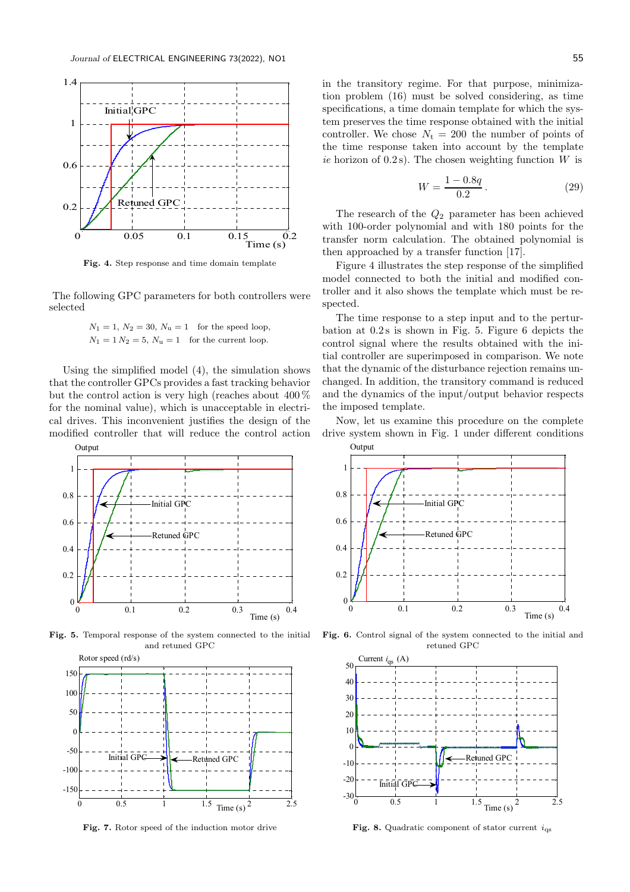Fig. 4. Step response and time domain template

The following GPC parameters for both controllers were selected

$$N_1 = 1,\ N_2 = 30,\ N_u = 1 \quad \text{for the speed loop,}$$
$$N_1 = 1\ N_2 = 5,\ N_u = 1 \quad \text{for the current loop.}$$

Using the simplified model (4), the simulation shows that the controller GPCs provides a fast tracking behavior but the control action is very high (reaches about 400 % for the nominal value), which is unacceptable in electrical drives. This inconvenient justifies the design of the modified controller that will reduce the control action in the transitory regime. For that purpose, minimization problem (16) must be solved considering, as time specifications, a time domain template for which the system preserves the time response obtained with the initial controller. We chose $N_t = 200$ the number of points of the time response taken into account by the template *ie* horizon of 0.2 s). The chosen weighting function $W$ is

$$W = \frac{1 - 0.8q}{0.2}. \tag{29}$$

The research of the $Q_2$ parameter has been achieved with 100-order polynomial and with 180 points for the transfer norm calculation. The obtained polynomial is then approached by a transfer function [17].

Figure 4 illustrates the step response of the simplified model connected to both the initial and modified controller and it also shows the template which must be respected.

The time response to a step input and to the perturbation at 0.2 s is shown in Fig. 5. Figure 6 depicts the control signal where the results obtained with the initial controller are superimposed in comparison. We note that the dynamic of the disturbance rejection remains unchanged. In addition, the transitory command is reduced and the dynamics of the input/output behavior respects the imposed template.

Now, let us examine this procedure on the complete drive system shown in Fig. 1 under different conditions

Fig. 5. Temporal response of the system connected to the initial and retuned GPC

Fig. 6. Control signal of the system connected to the initial and retuned GPC

Fig. 7. Rotor speed of the induction motor drive

Fig. 8. Quadratic component of stator current $i_{qs}$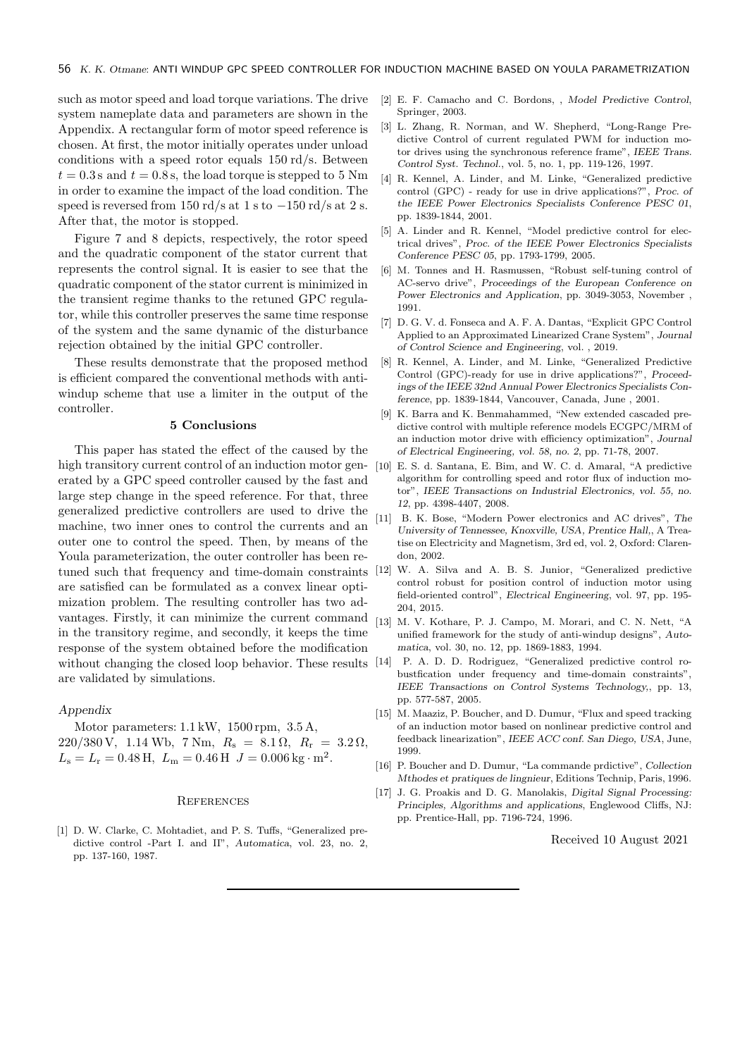such as motor speed and load torque variations. The drive system nameplate data and parameters are shown in the Appendix. A rectangular form of motor speed reference is chosen. At first, the motor initially operates under unload conditions with a speed rotor equals 150 rd/s. Between $t = 0.3$ s and $t = 0.8$ s, the load torque is stepped to 5 Nm in order to examine the impact of the load condition. The speed is reversed from 150 rd/s at 1 s to $-150$ rd/s at 2 s. After that, the motor is stopped.

Figure 7 and 8 depicts, respectively, the rotor speed and the quadratic component of the stator current that represents the control signal. It is easier to see that the quadratic component of the stator current is minimized in the transient regime thanks to the retuned GPC regulator, while this controller preserves the same time response of the system and the same dynamic of the disturbance rejection obtained by the initial GPC controller.

These results demonstrate that the proposed method is efficient compared the conventional methods with anti-windup scheme that use a limiter in the output of the controller.

## 5 Conclusions

This paper has stated the effect of the caused by the high transitory current control of an induction motor generated by a GPC speed controller caused by the fast and large step change in the speed reference. For that, three generalized predictive controllers are used to drive the machine, two inner ones to control the currents and an outer one to control the speed. Then, by means of the Youla parameterization, the outer controller has been retuned such that frequency and time-domain constraints are satisfied can be formulated as a convex linear optimization problem. The resulting controller has two advantages. Firstly, it can minimize the current command in the transitory regime, and secondly, it keeps the time response of the system obtained before the modification without changing the closed loop behavior. These results are validated by simulations.

### *Appendix*

Motor parameters: 1.1 kW, 1500 rpm, 3.5 A, 220/380 V, 1.14 Wb, 7 Nm, $R_s = 8.1\,\Omega$, $R_r = 3.2\,\Omega$, $L_s = L_r = 0.48$ H, $L_m = 0.46$ H $J = 0.006\,\mathrm{kg\cdot m^2}$.

## References

[1] D. W. Clarke, C. Mohtadiet, and P. S. Tuffs, "Generalized predictive control -Part I. and II", *Automatica*, vol. 23, no. 2, pp. 137-160, 1987.

[2] E. F. Camacho and C. Bordons, , *Model Predictive Control*, Springer, 2003.

[3] L. Zhang, R. Norman, and W. Shepherd, "Long-Range Predictive Control of current regulated PWM for induction motor drives using the synchronous reference frame", *IEEE Trans. Control Syst. Technol.*, vol. 5, no. 1, pp. 119-126, 1997.

[4] R. Kennel, A. Linder, and M. Linke, "Generalized predictive control (GPC) - ready for use in drive applications?", *Proc. of the IEEE Power Electronics Specialists Conference PESC 01*, pp. 1839-1844, 2001.

[5] A. Linder and R. Kennel, "Model predictive control for electrical drives", *Proc. of the IEEE Power Electronics Specialists Conference PESC 05*, pp. 1793-1799, 2005.

[6] M. Tonnes and H. Rasmussen, "Robust self-tuning control of AC-servo drive", *Proceedings of the European Conference on Power Electronics and Application*, pp. 3049-3053, November , 1991.

[7] D. G. V. d. Fonseca and A. F. A. Dantas, "Explicit GPC Control Applied to an Approximated Linearized Crane System", *Journal of Control Science and Engineering*, vol. , 2019.

[8] R. Kennel, A. Linder, and M. Linke, "Generalized Predictive Control (GPC)-ready for use in drive applications?", *Proceedings of the IEEE 32nd Annual Power Electronics Specialists Conference*, pp. 1839-1844, Vancouver, Canada, June , 2001.

[9] K. Barra and K. Benmahammed, "New extended cascaded predictive control with multiple reference models ECGPC/MRM of an induction motor drive with efficiency optimization", *Journal of Electrical Engineering, vol. 58, no. 2*, pp. 71-78, 2007.

[10] E. S. d. Santana, E. Bim, and W. C. d. Amaral, "A predictive algorithm for controlling speed and rotor flux of induction motor", *IEEE Transactions on Industrial Electronics, vol. 55, no. 12*, pp. 4398-4407, 2008.

[11] B. K. Bose, "Modern Power electronics and AC drives", *The University of Tennessee, Knoxville, USA, Prentice Hall,*, A Treatise on Electricity and Magnetism, 3rd ed, vol. 2, Oxford: Clarendon, 2002.

[12] W. A. Silva and A. B. S. Junior, "Generalized predictive control robust for position control of induction motor using field-oriented control", *Electrical Engineering*, vol. 97, pp. 195-204, 2015.

[13] M. V. Kothare, P. J. Campo, M. Morari, and C. N. Nett, "A unified framework for the study of anti-windup designs", *Automatica*, vol. 30, no. 12, pp. 1869-1883, 1994.

[14] P. A. D. D. Rodriguez, "Generalized predictive control robustfication under frequency and time-domain constraints", *IEEE Transactions on Control Systems Technology,*, pp. 13, pp. 577-587, 2005.

[15] M. Maaziz, P. Boucher, and D. Dumur, "Flux and speed tracking of an induction motor based on nonlinear predictive control and feedback linearization", *IEEE ACC conf. San Diego, USA*, June, 1999.

[16] P. Boucher and D. Dumur, "La commande prdictive", *Collection Mthodes et pratiques de lingnieur*, Editions Technip, Paris, 1996.

[17] J. G. Proakis and D. G. Manolakis, *Digital Signal Processing: Principles, Algorithms and applications*, Englewood Cliffs, NJ: pp. Prentice-Hall, pp. 7196-724, 1996.

Received 10 August 2021